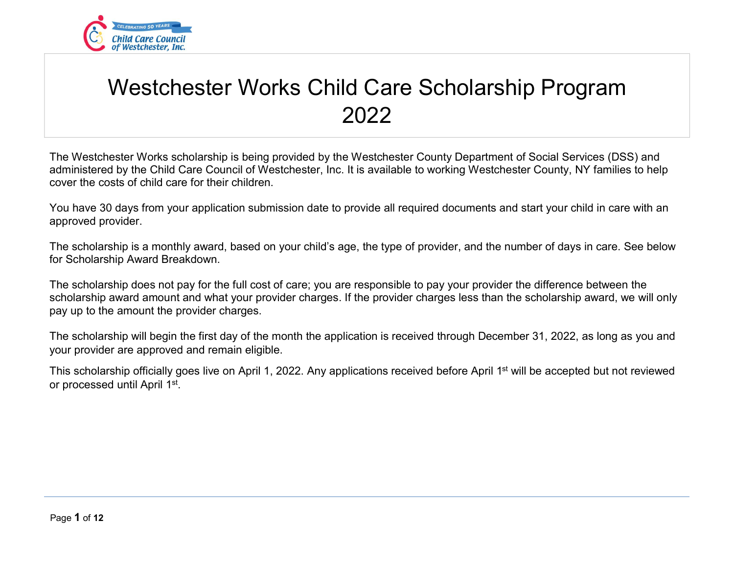# Westchester Works Child Care Scholarship Program 2022

The Westchester Works scholarship is being provided by the Westchester County Department of Social Services (DSS) and administered by the Child Care Council of Westchester, Inc. It is available to working Westchester County, NY families to help cover the costs of child care for their children.

You have 30 days from your application submission date to provide all required documents and start your child in care with an approved provider.

The scholarship is a monthly award, based on your child's age, the type of provider, and the number of days in care. See below for Scholarship Award Breakdown.

The scholarship does not pay for the full cost of care; you are responsible to pay your provider the difference between the scholarship award amount and what your provider charges. If the provider charges less than the scholarship award, we will only pay up to the amount the provider charges.

The scholarship will begin the first day of the month the application is received through December 31, 2022, as long as you and your provider are approved and remain eligible.

This scholarship officially goes live on April 1, 2022. Any applications received before April 1st will be accepted but not reviewed or processed until April 1st.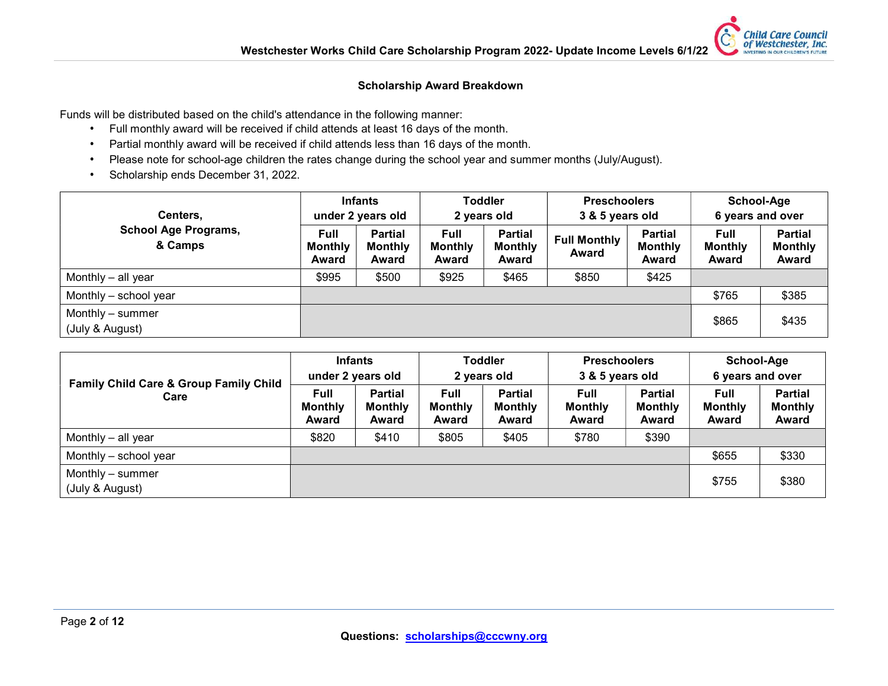### Scholarship Award Breakdown

Funds will be distributed based on the child's attendance in the following manner:

- Full monthly award will be received if child attends at least 16 days of the month.
- Partial monthly award will be received if child attends less than 16 days of the month.
- Please note for school-age children the rates change during the school year and summer months (July/August).
- Scholarship ends December 31, 2022.

| Centers, School Age Programs, & Camps | Infants under 2 years old | | Toddler 2 years old | | Preschoolers 3 & 5 years old | | School-Age 6 years and over | |
|---|---|---|---|---|---|---|---|---|
| | Full Monthly Award | Partial Monthly Award | Full Monthly Award | Partial Monthly Award | Full Monthly Award | Partial Monthly Award | Full Monthly Award | Partial Monthly Award |
| Monthly – all year | $995 | $500 | $925 | $465 | $850 | $425 | | |
| Monthly – school year | | | | | | | $765 | $385 |
| Monthly – summer (July & August) | | | | | | | $865 | $435 |

| Family Child Care & Group Family Child Care | Infants under 2 years old | | Toddler 2 years old | | Preschoolers 3 & 5 years old | | School-Age 6 years and over | |
|---|---|---|---|---|---|---|---|---|
| | Full Monthly Award | Partial Monthly Award | Full Monthly Award | Partial Monthly Award | Full Monthly Award | Partial Monthly Award | Full Monthly Award | Partial Monthly Award |
| Monthly – all year | $820 | $410 | $805 | $405 | $780 | $390 | | |
| Monthly – school year | | | | | | | $655 | $330 |
| Monthly – summer (July & August) | | | | | | | $755 | $380 |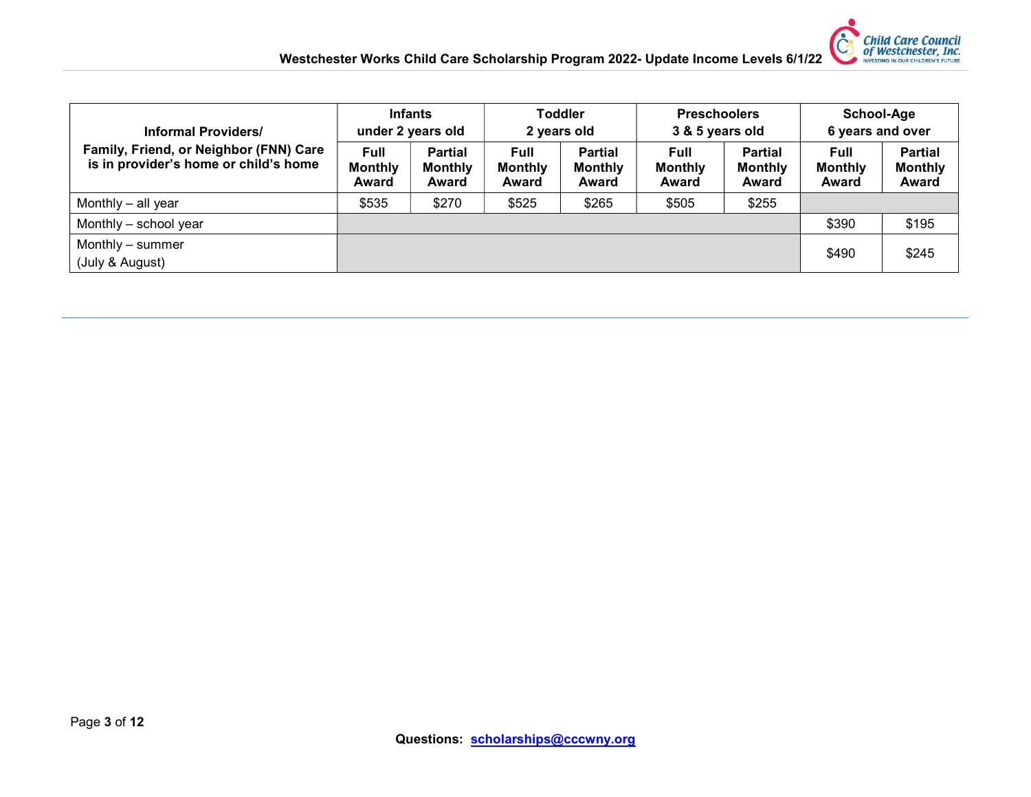| Informal Providers/ Family, Friend, or Neighbor (FNN) Care is in provider's home or child's home | Infants under 2 years old | | Toddler 2 years old | | Preschoolers 3 & 5 years old | | School-Age 6 years and over | |
|---|---|---|---|---|---|---|---|---|
| | Full Monthly Award | Partial Monthly Award | Full Monthly Award | Partial Monthly Award | Full Monthly Award | Partial Monthly Award | Full Monthly Award | Partial Monthly Award |
| Monthly – all year | $535 | $270 | $525 | $265 | $505 | $255 | | |
| Monthly – school year | | | | | | | $390 | $195 |
| Monthly – summer (July & August) | | | | | | | $490 | $245 |

**Questions: scholarships@cccwny.org**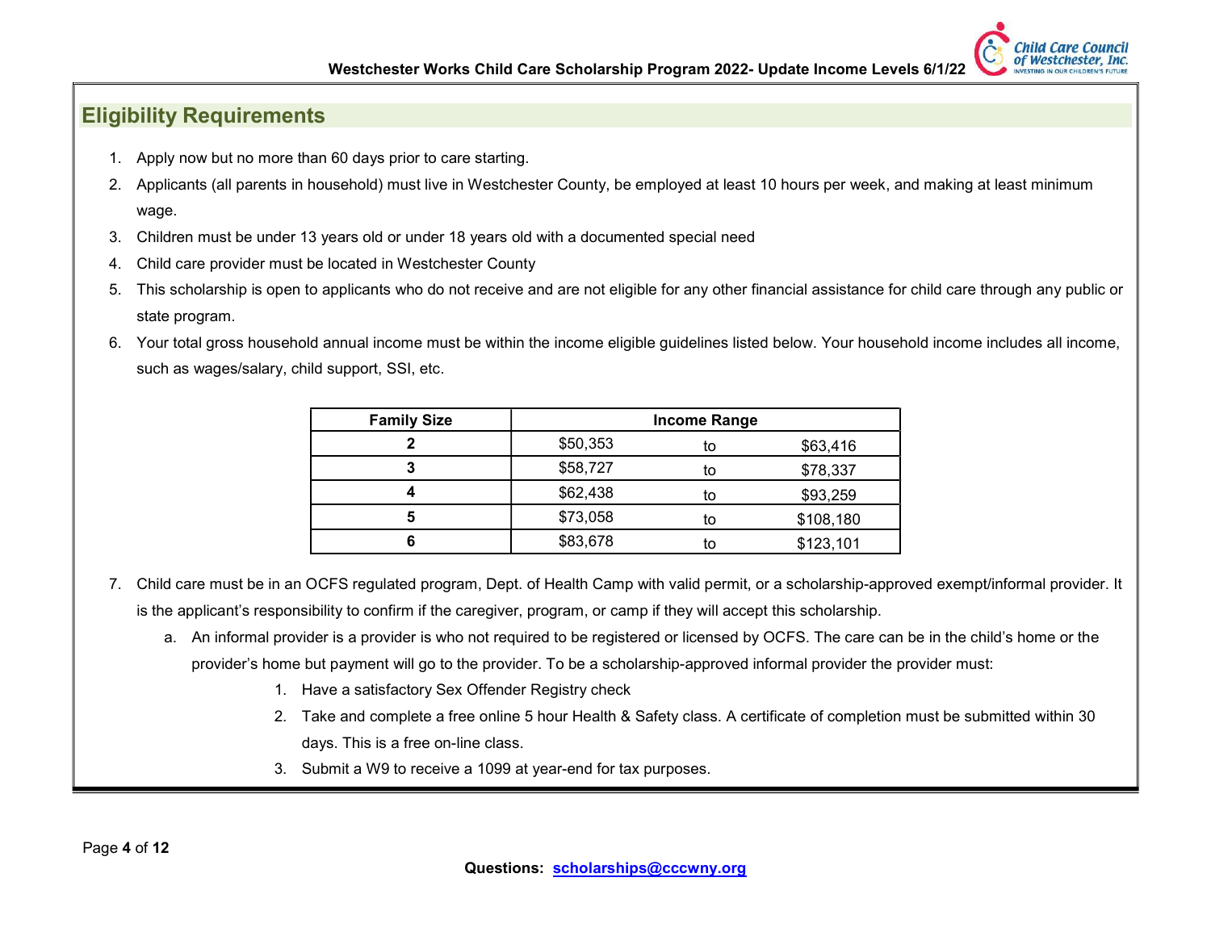## Eligibility Requirements

1. Apply now but no more than 60 days prior to care starting.
2. Applicants (all parents in household) must live in Westchester County, be employed at least 10 hours per week, and making at least minimum wage.
3. Children must be under 13 years old or under 18 years old with a documented special need
4. Child care provider must be located in Westchester County
5. This scholarship is open to applicants who do not receive and are not eligible for any other financial assistance for child care through any public or state program.
6. Your total gross household annual income must be within the income eligible guidelines listed below. Your household income includes all income, such as wages/salary, child support, SSI, etc.

| Family Size | Income Range | | |
|---|---|---|---|
| 2 | $50,353 | to | $63,416 |
| 3 | $58,727 | to | $78,337 |
| 4 | $62,438 | to | $93,259 |
| 5 | $73,058 | to | $108,180 |
| 6 | $83,678 | to | $123,101 |

7. Child care must be in an OCFS regulated program, Dept. of Health Camp with valid permit, or a scholarship-approved exempt/informal provider. It is the applicant's responsibility to confirm if the caregiver, program, or camp if they will accept this scholarship.
   a. An informal provider is a provider is who not required to be registered or licensed by OCFS. The care can be in the child's home or the provider's home but payment will go to the provider. To be a scholarship-approved informal provider the provider must:
      1. Have a satisfactory Sex Offender Registry check
      2. Take and complete a free online 5 hour Health & Safety class. A certificate of completion must be submitted within 30 days. This is a free on-line class.
      3. Submit a W9 to receive a 1099 at year-end for tax purposes.

**Questions: scholarships@cccwny.org**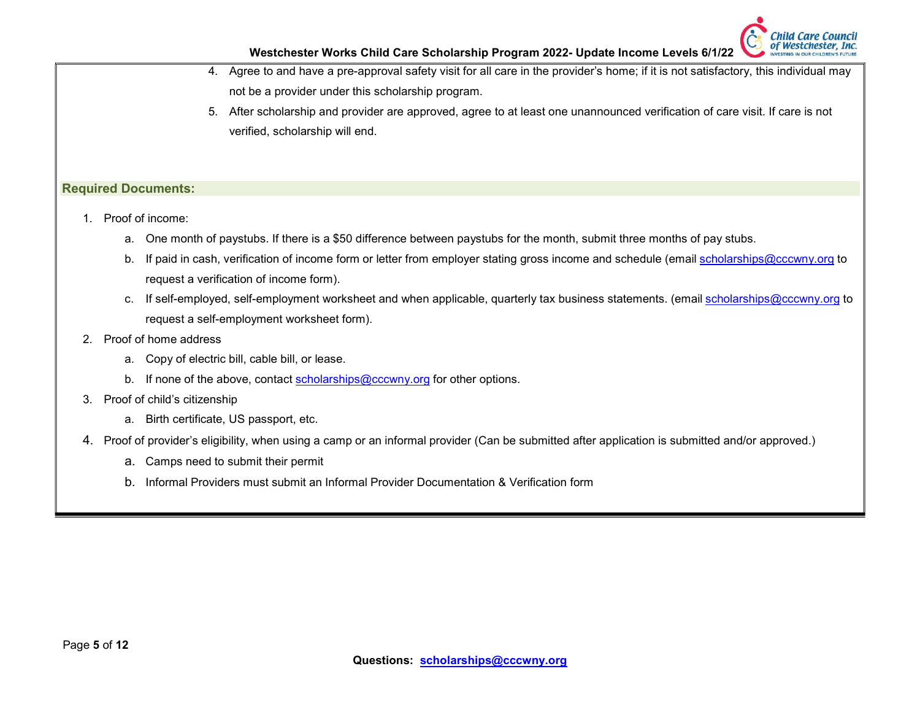4. Agree to and have a pre-approval safety visit for all care in the provider's home; if it is not satisfactory, this individual may not be a provider under this scholarship program.
5. After scholarship and provider are approved, agree to at least one unannounced verification of care visit. If care is not verified, scholarship will end.

## Required Documents:

1. Proof of income:
   a. One month of paystubs. If there is a $50 difference between paystubs for the month, submit three months of pay stubs.
   b. If paid in cash, verification of income form or letter from employer stating gross income and schedule (email scholarships@cccwny.org to request a verification of income form).
   c. If self-employed, self-employment worksheet and when applicable, quarterly tax business statements. (email scholarships@cccwny.org to request a self-employment worksheet form).
2. Proof of home address
   a. Copy of electric bill, cable bill, or lease.
   b. If none of the above, contact scholarships@cccwny.org for other options.
3. Proof of child's citizenship
   a. Birth certificate, US passport, etc.
4. Proof of provider's eligibility, when using a camp or an informal provider (Can be submitted after application is submitted and/or approved.)
   a. Camps need to submit their permit
   b. Informal Providers must submit an Informal Provider Documentation & Verification form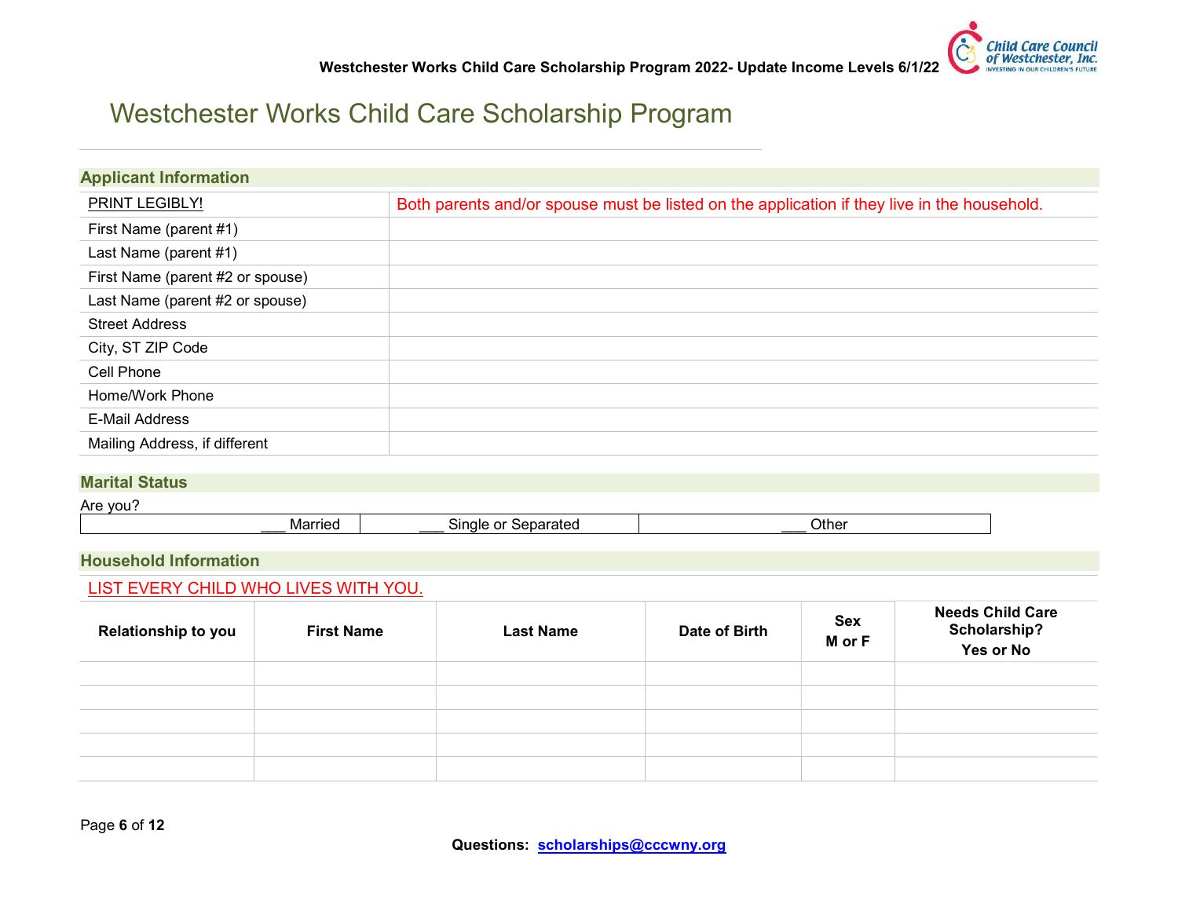# Westchester Works Child Care Scholarship Program

## Applicant Information

| PRINT LEGIBLY! | Both parents and/or spouse must be listed on the application if they live in the household. |
|---|---|
| First Name (parent #1) | |
| Last Name (parent #1) | |
| First Name (parent #2 or spouse) | |
| Last Name (parent #2 or spouse) | |
| Street Address | |
| City, ST ZIP Code | |
| Cell Phone | |
| Home/Work Phone | |
| E-Mail Address | |
| Mailing Address, if different | |

## Marital Status

Are you?

| ___ Married | ___ Single or Separated | ___ Other |
|---|---|---|

## Household Information

LIST EVERY CHILD WHO LIVES WITH YOU.

| Relationship to you | First Name | Last Name | Date of Birth | Sex M or F | Needs Child Care Scholarship? Yes or No |
|---|---|---|---|---|---|
| | | | | | |
| | | | | | |
| | | | | | |
| | | | | | |
| | | | | | |

**Questions: scholarships@cccwny.org**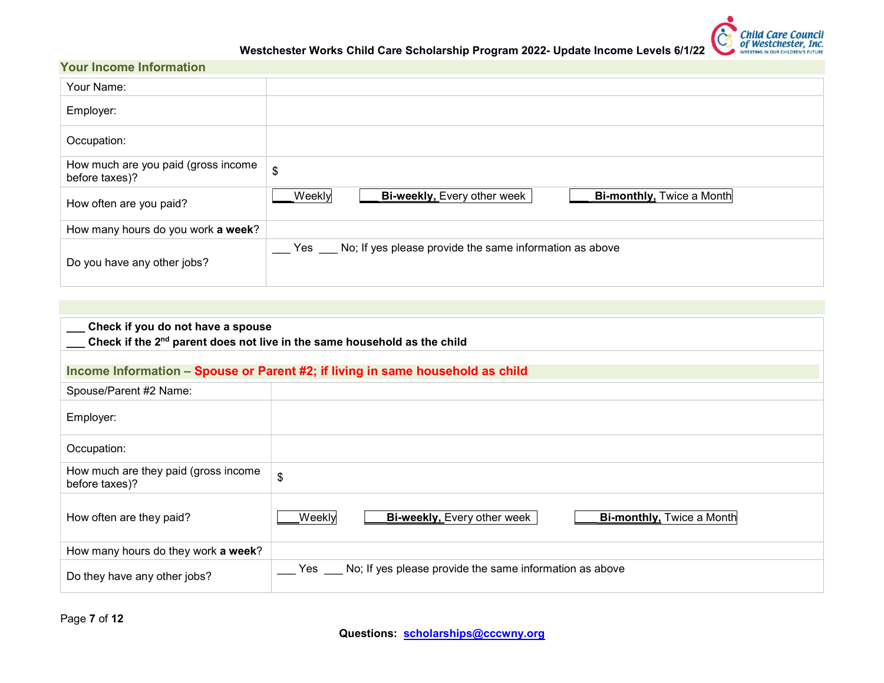Westchester Works Child Care Scholarship Program 2022- Update Income Levels 6/1/22

## Your Income Information

| Field | Response |
|---|---|
| Your Name: | |
| Employer: | |
| Occupation: | |
| How much are you paid (gross income before taxes)? | $ |
| How often are you paid? | ___Weekly &nbsp;&nbsp; ___ **Bi-weekly,** Every other week &nbsp;&nbsp; ___ **Bi-monthly,** Twice a Month |
| How many hours do you work **a week**? | |
| Do you have any other jobs? | ___ Yes ___ No; If yes please provide the same information as above |

**___ Check if you do not have a spouse**
**___ Check if the 2nd parent does not live in the same household as the child**

## Income Information – Spouse or Parent #2; if living in same household as child

| Field | Response |
|---|---|
| Spouse/Parent #2 Name: | |
| Employer: | |
| Occupation: | |
| How much are they paid (gross income before taxes)? | $ |
| How often are they paid? | ___Weekly &nbsp;&nbsp; ___ **Bi-weekly,** Every other week &nbsp;&nbsp; ___ **Bi-monthly,** Twice a Month |
| How many hours do they work **a week**? | |
| Do they have any other jobs? | ___ Yes ___ No; If yes please provide the same information as above |

**Questions: scholarships@cccwny.org**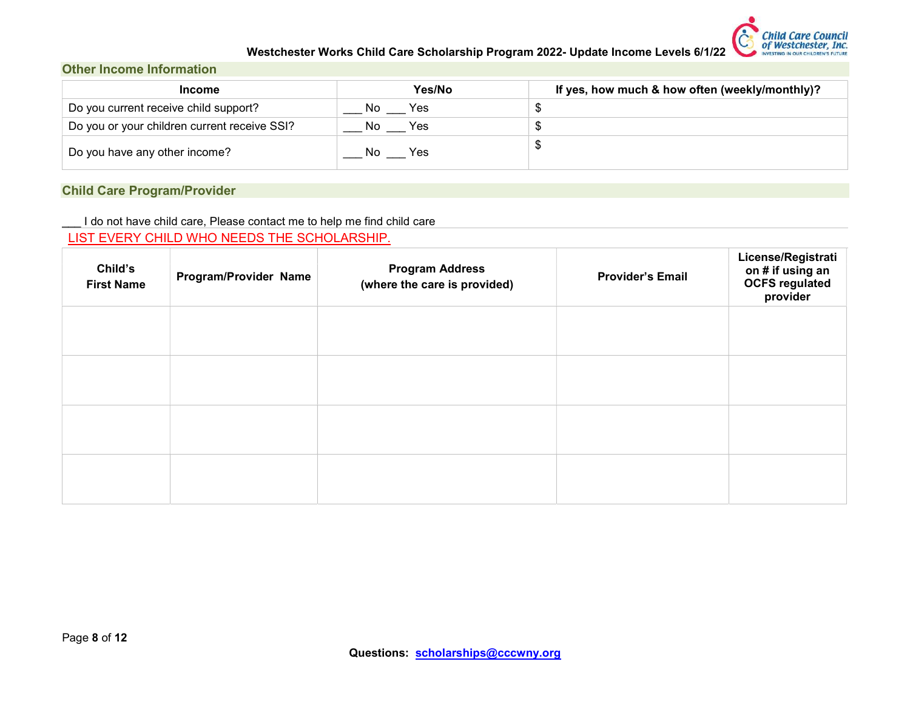## Other Income Information

| Income | Yes/No | If yes, how much & how often (weekly/monthly)? |
|---|---|---|
| Do you current receive child support? | ___ No ___ Yes | $ |
| Do you or your children current receive SSI? | ___ No ___ Yes | $ |
| Do you have any other income? | ___ No ___ Yes | $ |

## Child Care Program/Provider

___ I do not have child care, Please contact me to help me find child care

LIST EVERY CHILD WHO NEEDS THE SCHOLARSHIP.

| Child's First Name | Program/Provider Name | Program Address (where the care is provided) | Provider's Email | License/Registration # if using an OCFS regulated provider |
|---|---|---|---|---|
| | | | | |
| | | | | |
| | | | | |
| | | | | |

Questions: scholarships@cccwny.org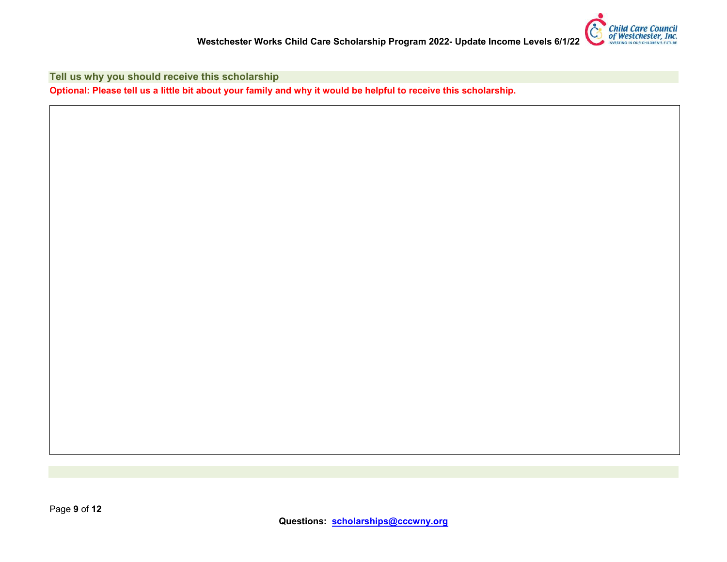## Tell us why you should receive this scholarship

**Optional: Please tell us a little bit about your family and why it would be helpful to receive this scholarship.**

Questions: scholarships@cccwny.org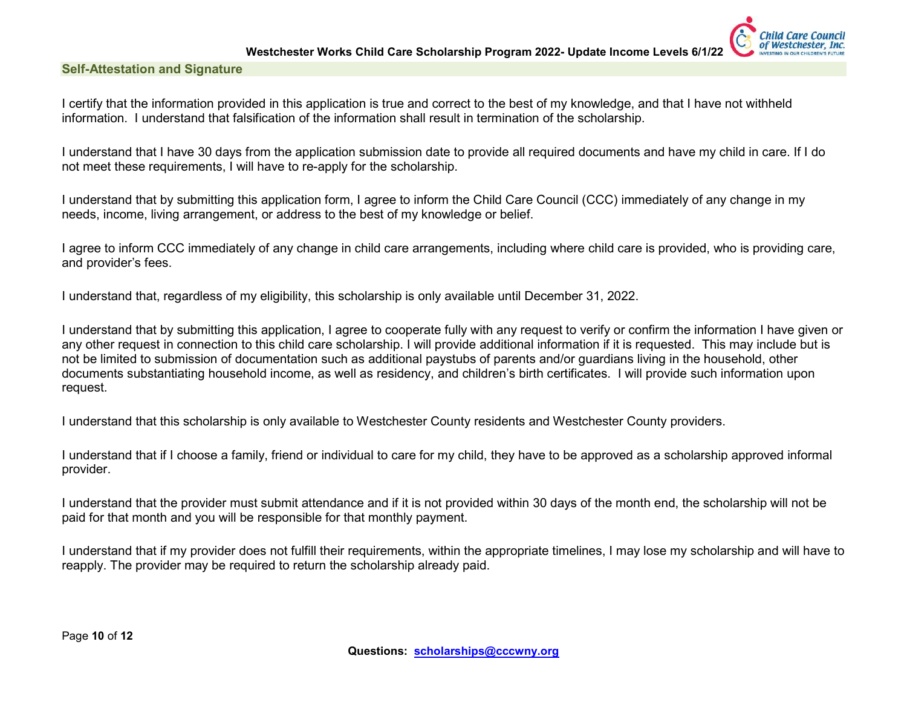## Self-Attestation and Signature

I certify that the information provided in this application is true and correct to the best of my knowledge, and that I have not withheld information. I understand that falsification of the information shall result in termination of the scholarship.

I understand that I have 30 days from the application submission date to provide all required documents and have my child in care. If I do not meet these requirements, I will have to re-apply for the scholarship.

I understand that by submitting this application form, I agree to inform the Child Care Council (CCC) immediately of any change in my needs, income, living arrangement, or address to the best of my knowledge or belief.

I agree to inform CCC immediately of any change in child care arrangements, including where child care is provided, who is providing care, and provider's fees.

I understand that, regardless of my eligibility, this scholarship is only available until December 31, 2022.

I understand that by submitting this application, I agree to cooperate fully with any request to verify or confirm the information I have given or any other request in connection to this child care scholarship. I will provide additional information if it is requested. This may include but is not be limited to submission of documentation such as additional paystubs of parents and/or guardians living in the household, other documents substantiating household income, as well as residency, and children's birth certificates. I will provide such information upon request.

I understand that this scholarship is only available to Westchester County residents and Westchester County providers.

I understand that if I choose a family, friend or individual to care for my child, they have to be approved as a scholarship approved informal provider.

I understand that the provider must submit attendance and if it is not provided within 30 days of the month end, the scholarship will not be paid for that month and you will be responsible for that monthly payment.

I understand that if my provider does not fulfill their requirements, within the appropriate timelines, I may lose my scholarship and will have to reapply. The provider may be required to return the scholarship already paid.

**Questions: scholarships@cccwny.org**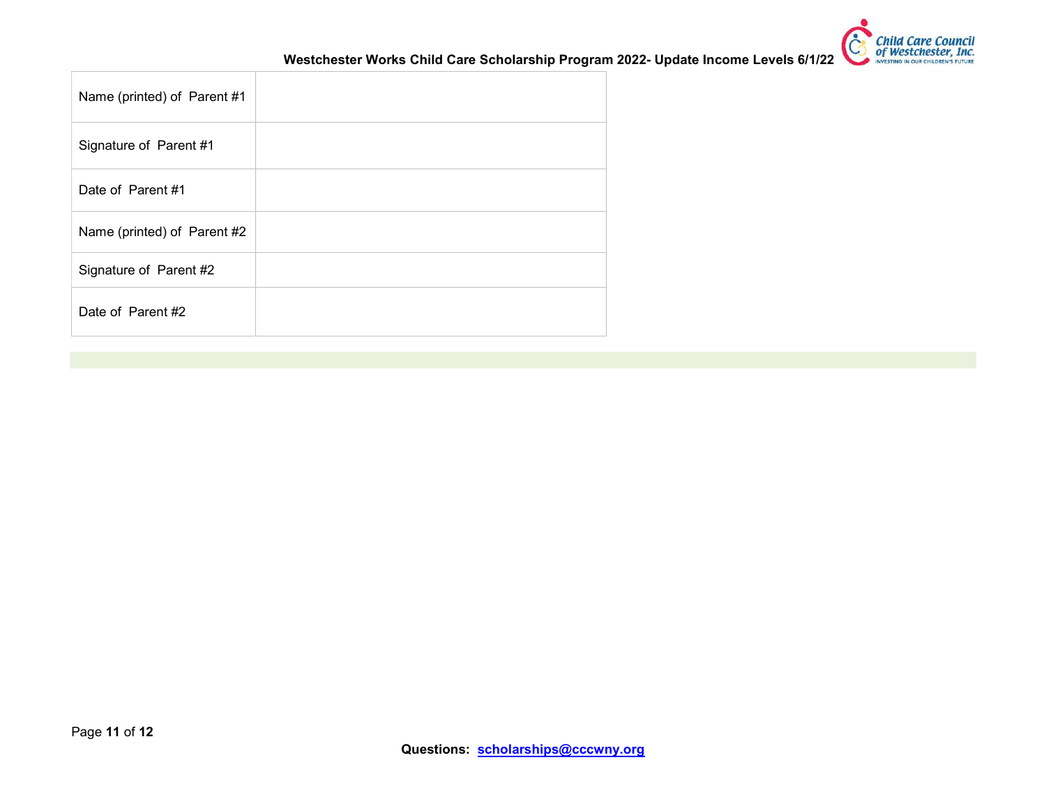| Name (printed) of Parent #1 | |
|---|---|
| Signature of Parent #1 | |
| Date of Parent #1 | |
| Name (printed) of Parent #2 | |
| Signature of Parent #2 | |
| Date of Parent #2 | |

Questions: scholarships@cccwny.org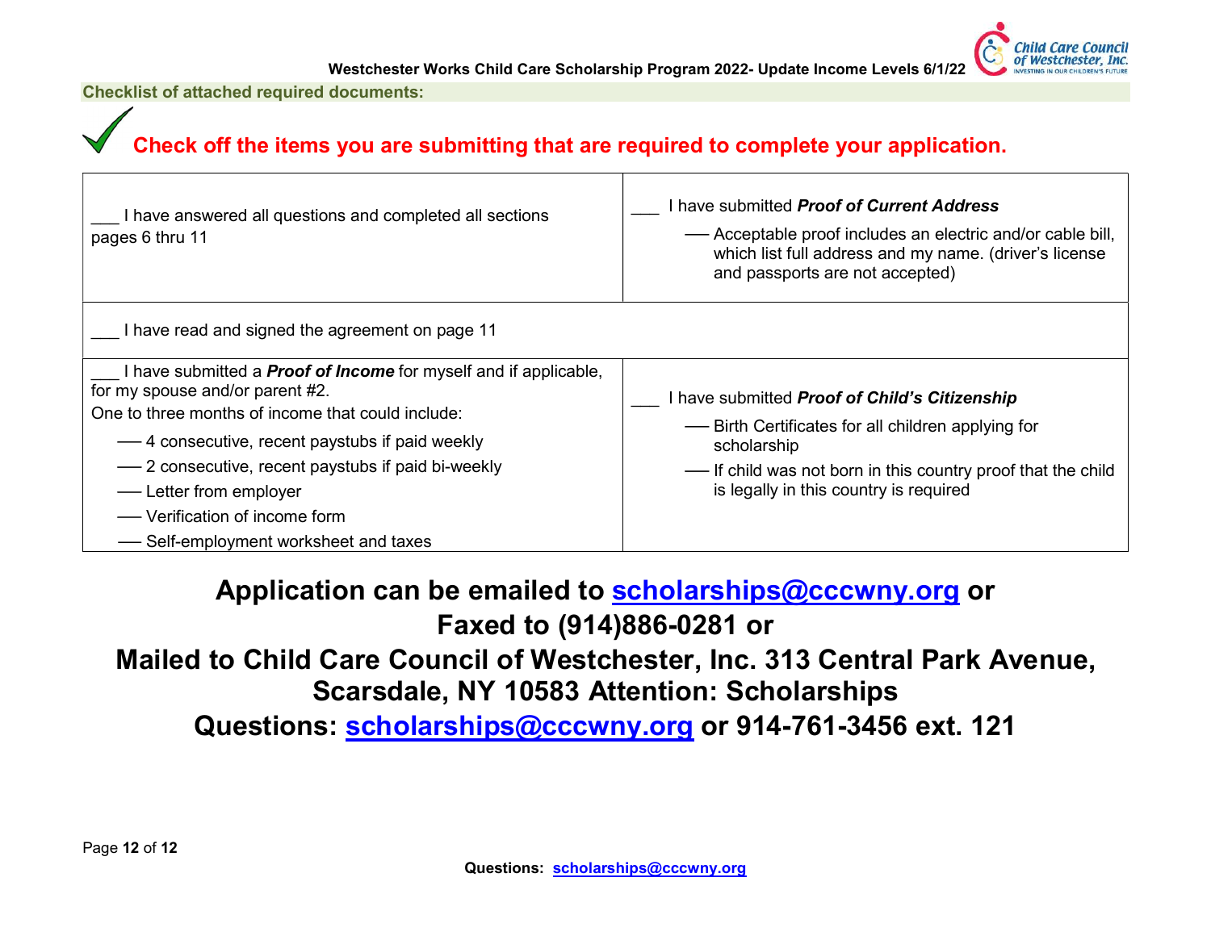**Checklist of attached required documents:**

## Check off the items you are submitting that are required to complete your application.

| | |
|---|---|
| ___ I have answered all questions and completed all sections pages 6 thru 11 | ___ I have submitted ***Proof of Current Address***<br>— Acceptable proof includes an electric and/or cable bill, which list full address and my name. (driver's license and passports are not accepted) |
| ___ I have read and signed the agreement on page 11 | |
| ___ I have submitted a ***Proof of Income*** for myself and if applicable, for my spouse and/or parent #2.<br>One to three months of income that could include:<br>— 4 consecutive, recent paystubs if paid weekly<br>— 2 consecutive, recent paystubs if paid bi-weekly<br>— Letter from employer<br>— Verification of income form<br>— Self-employment worksheet and taxes | ___ I have submitted ***Proof of Child's Citizenship***<br>— Birth Certificates for all children applying for scholarship<br>— If child was not born in this country proof that the child is legally in this country is required |

**Application can be emailed to scholarships@cccwny.org or**

**Faxed to (914)886-0281 or**

**Mailed to Child Care Council of Westchester, Inc. 313 Central Park Avenue, Scarsdale, NY 10583 Attention: Scholarships**

**Questions: scholarships@cccwny.org or 914-761-3456 ext. 121**